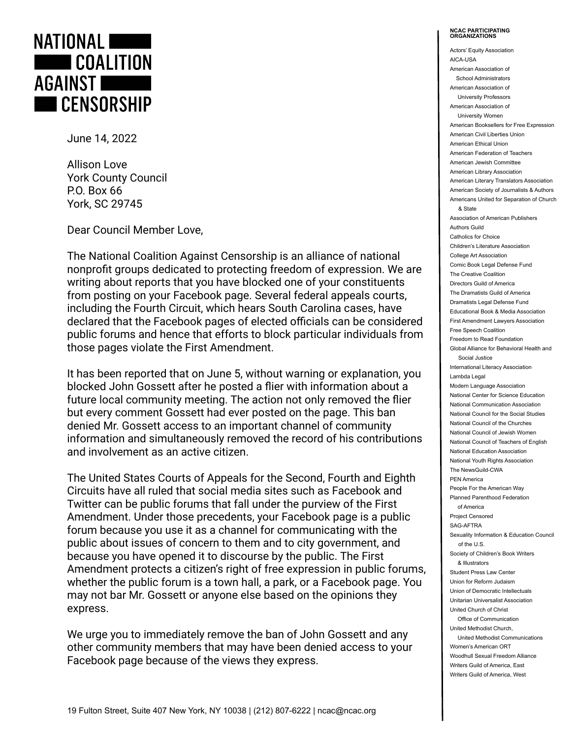# NATIONAL COALITION AGAINST CENSORSHIP

June 14, 2022

Allison Love
York County Council
P.O. Box 66
York, SC 29745

Dear Council Member Love,

The National Coalition Against Censorship is an alliance of national nonprofit groups dedicated to protecting freedom of expression. We are writing about reports that you have blocked one of your constituents from posting on your Facebook page. Several federal appeals courts, including the Fourth Circuit, which hears South Carolina cases, have declared that the Facebook pages of elected officials can be considered public forums and hence that efforts to block particular individuals from those pages violate the First Amendment.

It has been reported that on June 5, without warning or explanation, you blocked John Gossett after he posted a flier with information about a future local community meeting. The action not only removed the flier but every comment Gossett had ever posted on the page. This ban denied Mr. Gossett access to an important channel of community information and simultaneously removed the record of his contributions and involvement as an active citizen.

The United States Courts of Appeals for the Second, Fourth and Eighth Circuits have all ruled that social media sites such as Facebook and Twitter can be public forums that fall under the purview of the First Amendment. Under those precedents, your Facebook page is a public forum because you use it as a channel for communicating with the public about issues of concern to them and to city government, and because you have opened it to discourse by the public. The First Amendment protects a citizen's right of free expression in public forums, whether the public forum is a town hall, a park, or a Facebook page. You may not bar Mr. Gossett or anyone else based on the opinions they express.

We urge you to immediately remove the ban of John Gossett and any other community members that may have been denied access to your Facebook page because of the views they express.

19 Fulton Street, Suite 407 New York, NY 10038 | (212) 807-6222 | ncac@ncac.org

**NCAC PARTICIPATING ORGANIZATIONS**

- Actors' Equity Association
- AICA-USA
- American Association of School Administrators
- American Association of University Professors
- American Association of University Women
- American Booksellers for Free Expression
- American Civil Liberties Union
- American Ethical Union
- American Federation of Teachers
- American Jewish Committee
- American Library Association
- American Literary Translators Association
- American Society of Journalists & Authors
- Americans United for Separation of Church & State
- Association of American Publishers
- Authors Guild
- Catholics for Choice
- Children's Literature Association
- College Art Association
- Comic Book Legal Defense Fund
- The Creative Coalition
- Directors Guild of America
- The Dramatists Guild of America
- Dramatists Legal Defense Fund
- Educational Book & Media Association
- First Amendment Lawyers Association
- Free Speech Coalition
- Freedom to Read Foundation
- Global Alliance for Behavioral Health and Social Justice
- International Literacy Association
- Lambda Legal
- Modern Language Association
- National Center for Science Education
- National Communication Association
- National Council for the Social Studies
- National Council of the Churches
- National Council of Jewish Women
- National Council of Teachers of English
- National Education Association
- National Youth Rights Association
- The NewsGuild-CWA
- PEN America
- People For the American Way
- Planned Parenthood Federation of America
- Project Censored
- SAG-AFTRA
- Sexuality Information & Education Council of the U.S.
- Society of Children's Book Writers & Illustrators
- Student Press Law Center
- Union for Reform Judaism
- Union of Democratic Intellectuals
- Unitarian Universalist Association
- United Church of Christ Office of Communication
- United Methodist Church, United Methodist Communications
- Women's American ORT
- Woodhull Sexual Freedom Alliance
- Writers Guild of America, East
- Writers Guild of America, West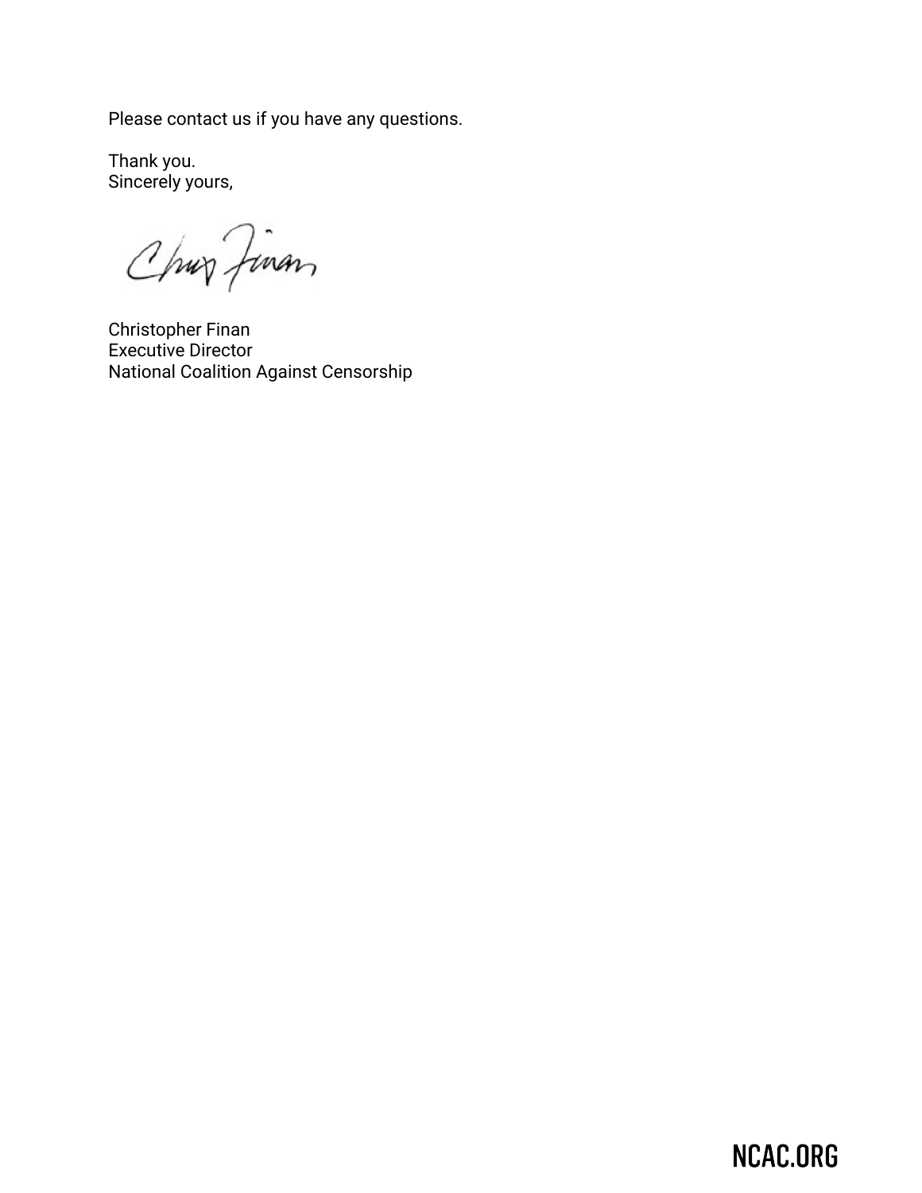Please contact us if you have any questions.

Thank you.
Sincerely yours,

Christopher Finan
Executive Director
National Coalition Against Censorship